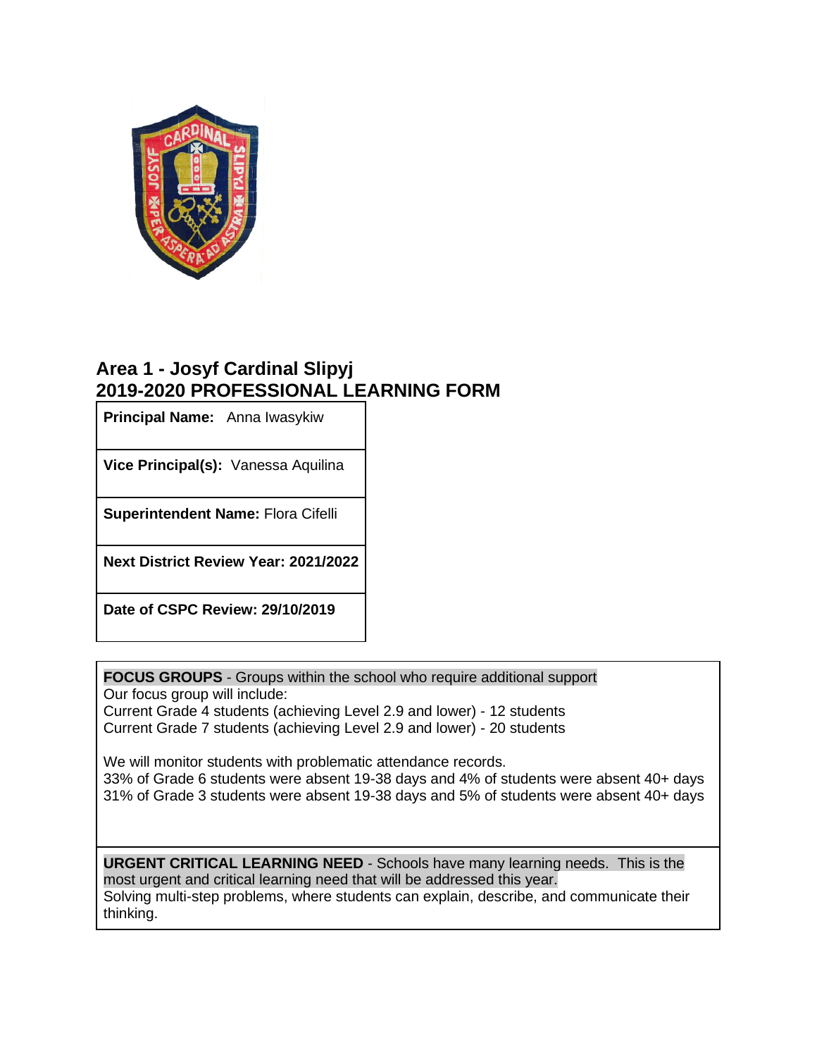## Area 1 - Josyf Cardinal Slipyj
## 2019-2020 PROFESSIONAL LEARNING FORM

| |
|---|
| **Principal Name:** Anna Iwasykiw |
| **Vice Principal(s):** Vanessa Aquilina |
| **Superintendent Name:** Flora Cifelli |
| **Next District Review Year: 2021/2022** |
| **Date of CSPC Review: 29/10/2019** |

**FOCUS GROUPS** - Groups within the school who require additional support

Our focus group will include:
Current Grade 4 students (achieving Level 2.9 and lower) - 12 students
Current Grade 7 students (achieving Level 2.9 and lower) - 20 students

We will monitor students with problematic attendance records.
33% of Grade 6 students were absent 19-38 days and 4% of students were absent 40+ days
31% of Grade 3 students were absent 19-38 days and 5% of students were absent 40+ days

**URGENT CRITICAL LEARNING NEED** - Schools have many learning needs. This is the most urgent and critical learning need that will be addressed this year.

Solving multi-step problems, where students can explain, describe, and communicate their thinking.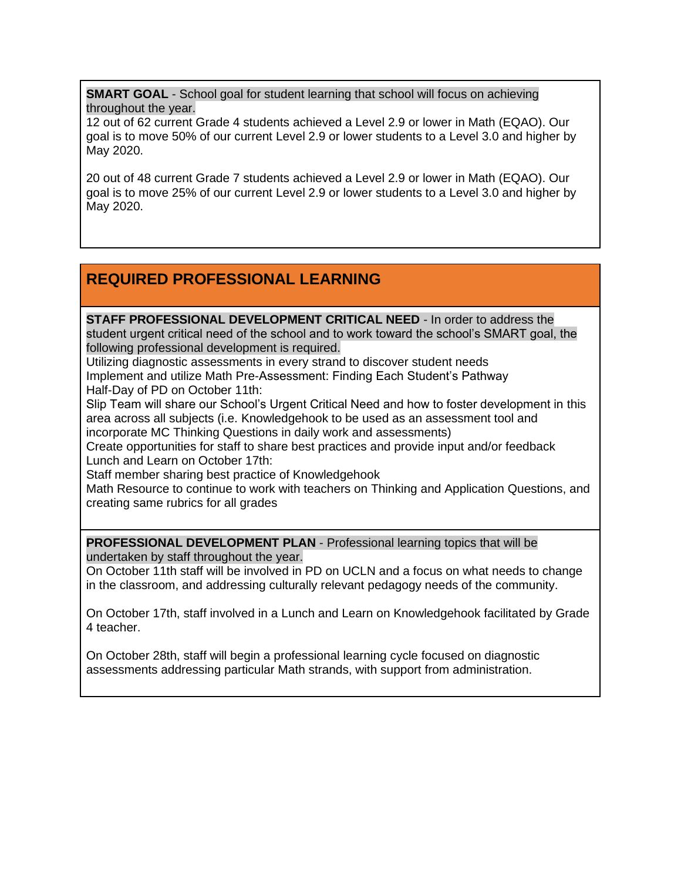**SMART GOAL** - School goal for student learning that school will focus on achieving throughout the year.

12 out of 62 current Grade 4 students achieved a Level 2.9 or lower in Math (EQAO). Our goal is to move 50% of our current Level 2.9 or lower students to a Level 3.0 and higher by May 2020.

20 out of 48 current Grade 7 students achieved a Level 2.9 or lower in Math (EQAO). Our goal is to move 25% of our current Level 2.9 or lower students to a Level 3.0 and higher by May 2020.

## REQUIRED PROFESSIONAL LEARNING

**STAFF PROFESSIONAL DEVELOPMENT CRITICAL NEED** - In order to address the student urgent critical need of the school and to work toward the school's SMART goal, the following professional development is required.

Utilizing diagnostic assessments in every strand to discover student needs
Implement and utilize Math Pre-Assessment: Finding Each Student's Pathway
Half-Day of PD on October 11th:
Slip Team will share our School's Urgent Critical Need and how to foster development in this area across all subjects (i.e. Knowledgehook to be used as an assessment tool and incorporate MC Thinking Questions in daily work and assessments)
Create opportunities for staff to share best practices and provide input and/or feedback
Lunch and Learn on October 17th:
Staff member sharing best practice of Knowledgehook
Math Resource to continue to work with teachers on Thinking and Application Questions, and creating same rubrics for all grades

**PROFESSIONAL DEVELOPMENT PLAN** - Professional learning topics that will be undertaken by staff throughout the year.

On October 11th staff will be involved in PD on UCLN and a focus on what needs to change in the classroom, and addressing culturally relevant pedagogy needs of the community.

On October 17th, staff involved in a Lunch and Learn on Knowledgehook facilitated by Grade 4 teacher.

On October 28th, staff will begin a professional learning cycle focused on diagnostic assessments addressing particular Math strands, with support from administration.